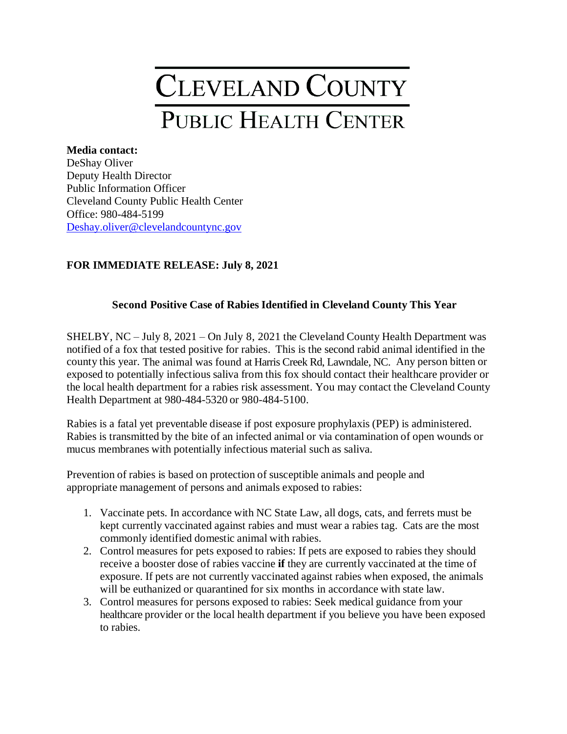# CLEVELAND COUNTY

## PUBLIC HEALTH CENTER

**Media contact:**
DeShay Oliver
Deputy Health Director
Public Information Officer
Cleveland County Public Health Center
Office: 980-484-5199
[Deshay.oliver@clevelandcountync.gov](mailto:Deshay.oliver@clevelandcountync.gov)

**FOR IMMEDIATE RELEASE: July 8, 2021**

**Second Positive Case of Rabies Identified in Cleveland County This Year**

SHELBY, NC – July 8, 2021 – On July 8, 2021 the Cleveland County Health Department was notified of a fox that tested positive for rabies. This is the second rabid animal identified in the county this year. The animal was found at Harris Creek Rd, Lawndale, NC. Any person bitten or exposed to potentially infectious saliva from this fox should contact their healthcare provider or the local health department for a rabies risk assessment. You may contact the Cleveland County Health Department at 980-484-5320 or 980-484-5100.

Rabies is a fatal yet preventable disease if post exposure prophylaxis (PEP) is administered. Rabies is transmitted by the bite of an infected animal or via contamination of open wounds or mucus membranes with potentially infectious material such as saliva.

Prevention of rabies is based on protection of susceptible animals and people and appropriate management of persons and animals exposed to rabies:

1. Vaccinate pets. In accordance with NC State Law, all dogs, cats, and ferrets must be kept currently vaccinated against rabies and must wear a rabies tag. Cats are the most commonly identified domestic animal with rabies.
2. Control measures for pets exposed to rabies: If pets are exposed to rabies they should receive a booster dose of rabies vaccine **if** they are currently vaccinated at the time of exposure. If pets are not currently vaccinated against rabies when exposed, the animals will be euthanized or quarantined for six months in accordance with state law.
3. Control measures for persons exposed to rabies: Seek medical guidance from your healthcare provider or the local health department if you believe you have been exposed to rabies.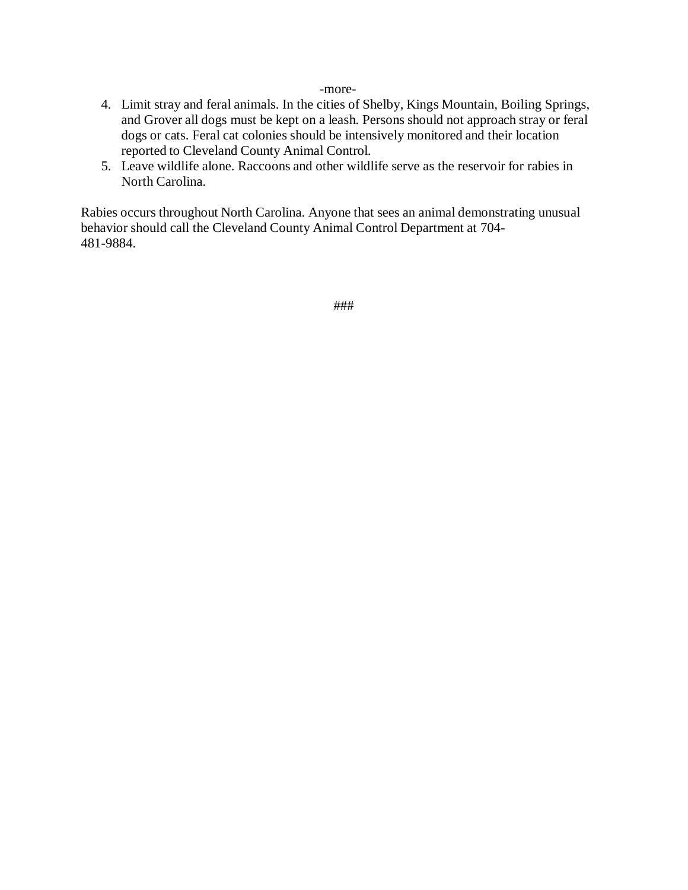-more-

4. Limit stray and feral animals. In the cities of Shelby, Kings Mountain, Boiling Springs, and Grover all dogs must be kept on a leash. Persons should not approach stray or feral dogs or cats. Feral cat colonies should be intensively monitored and their location reported to Cleveland County Animal Control.
5. Leave wildlife alone. Raccoons and other wildlife serve as the reservoir for rabies in North Carolina.

Rabies occurs throughout North Carolina. Anyone that sees an animal demonstrating unusual behavior should call the Cleveland County Animal Control Department at 704-481-9884.

###